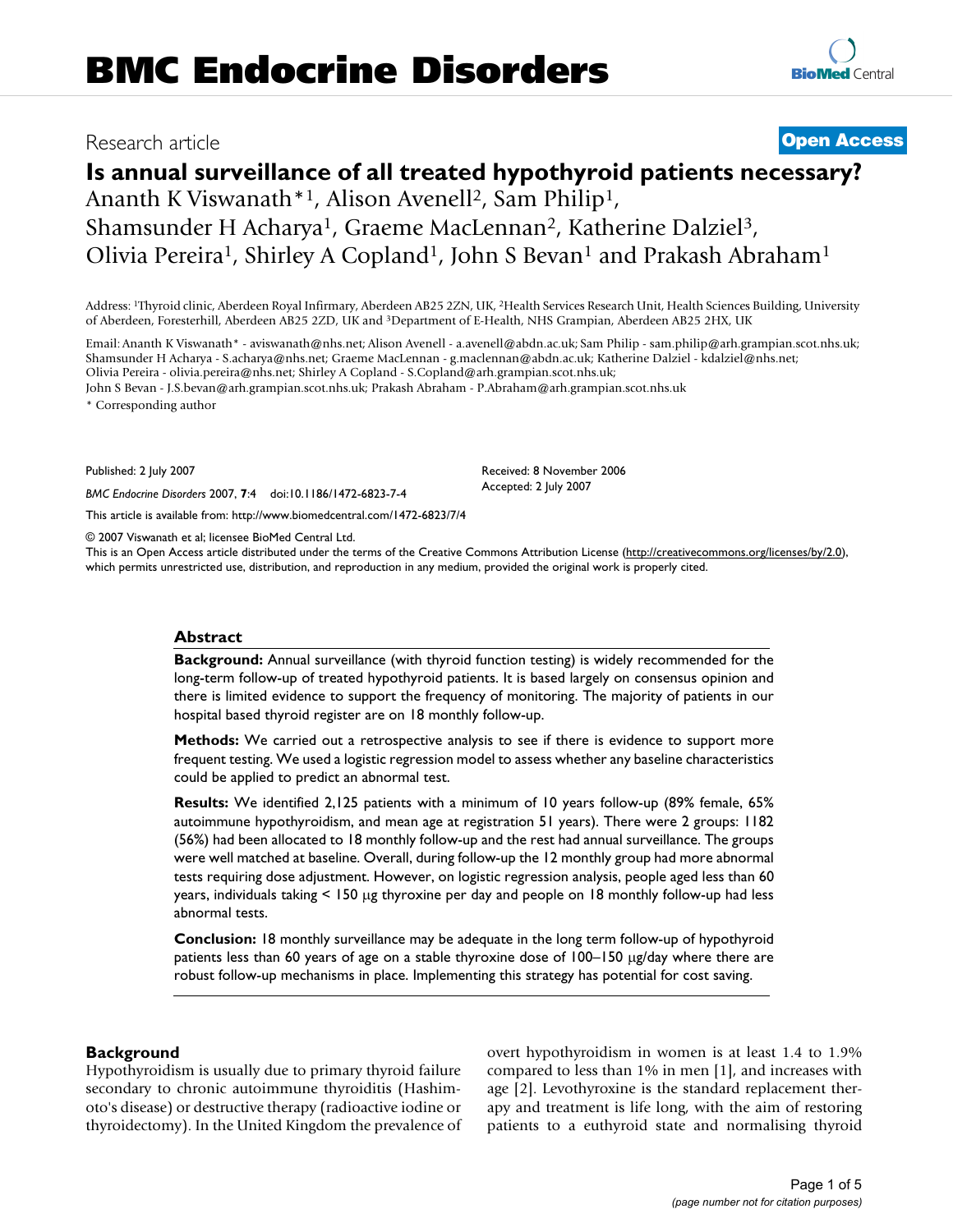# Is annual surveillance of all treated hypothyroid patients necessary?

Ananth K Viswanath*[1], Alison Avenell[2], Sam Philip[1], Shamsunder H Acharya[1], Graeme MacLennan[2], Katherine Dalziel[3], Olivia Pereira[1], Shirley A Copland[1], John S Bevan[1] and Prakash Abraham[1]

Address: [1]Thyroid clinic, Aberdeen Royal Infirmary, Aberdeen AB25 2ZN, UK, [2]Health Services Research Unit, Health Sciences Building, University of Aberdeen, Foresterhill, Aberdeen AB25 2ZD, UK and [3]Department of E-Health, NHS Grampian, Aberdeen AB25 2HX, UK

Email: Ananth K Viswanath* - aviswanath@nhs.net; Alison Avenell - a.avenell@abdn.ac.uk; Sam Philip - sam.philip@arh.grampian.scot.nhs.uk; Shamsunder H Acharya - S.acharya@nhs.net; Graeme MacLennan - g.maclennan@abdn.ac.uk; Katherine Dalziel - kdalziel@nhs.net; Olivia Pereira - olivia.pereira@nhs.net; Shirley A Copland - S.Copland@arh.grampian.scot.nhs.uk; John S Bevan - J.S.bevan@arh.grampian.scot.nhs.uk; Prakash Abraham - P.Abraham@arh.grampian.scot.nhs.uk

\* Corresponding author

Published: 2 July 2007

Received: 8 November 2006

Accepted: 2 July 2007

*BMC Endocrine Disorders* 2007, **7**:4 doi:10.1186/1472-6823-7-4

This article is available from: http://www.biomedcentral.com/1472-6823/7/4

© 2007 Viswanath et al; licensee BioMed Central Ltd.

This is an Open Access article distributed under the terms of the Creative Commons Attribution License (http://creativecommons.org/licenses/by/2.0), which permits unrestricted use, distribution, and reproduction in any medium, provided the original work is properly cited.

## Abstract

**Background:** Annual surveillance (with thyroid function testing) is widely recommended for the long-term follow-up of treated hypothyroid patients. It is based largely on consensus opinion and there is limited evidence to support the frequency of monitoring. The majority of patients in our hospital based thyroid register are on 18 monthly follow-up.

**Methods:** We carried out a retrospective analysis to see if there is evidence to support more frequent testing. We used a logistic regression model to assess whether any baseline characteristics could be applied to predict an abnormal test.

**Results:** We identified 2,125 patients with a minimum of 10 years follow-up (89% female, 65% autoimmune hypothyroidism, and mean age at registration 51 years). There were 2 groups: 1182 (56%) had been allocated to 18 monthly follow-up and the rest had annual surveillance. The groups were well matched at baseline. Overall, during follow-up the 12 monthly group had more abnormal tests requiring dose adjustment. However, on logistic regression analysis, people aged less than 60 years, individuals taking < 150 μg thyroxine per day and people on 18 monthly follow-up had less abnormal tests.

**Conclusion:** 18 monthly surveillance may be adequate in the long term follow-up of hypothyroid patients less than 60 years of age on a stable thyroxine dose of 100–150 μg/day where there are robust follow-up mechanisms in place. Implementing this strategy has potential for cost saving.

## Background

Hypothyroidism is usually due to primary thyroid failure secondary to chronic autoimmune thyroiditis (Hashimoto's disease) or destructive therapy (radioactive iodine or thyroidectomy). In the United Kingdom the prevalence of overt hypothyroidism in women is at least 1.4 to 1.9% compared to less than 1% in men [1], and increases with age [2]. Levothyroxine is the standard replacement therapy and treatment is life long, with the aim of restoring patients to a euthyroid state and normalising thyroid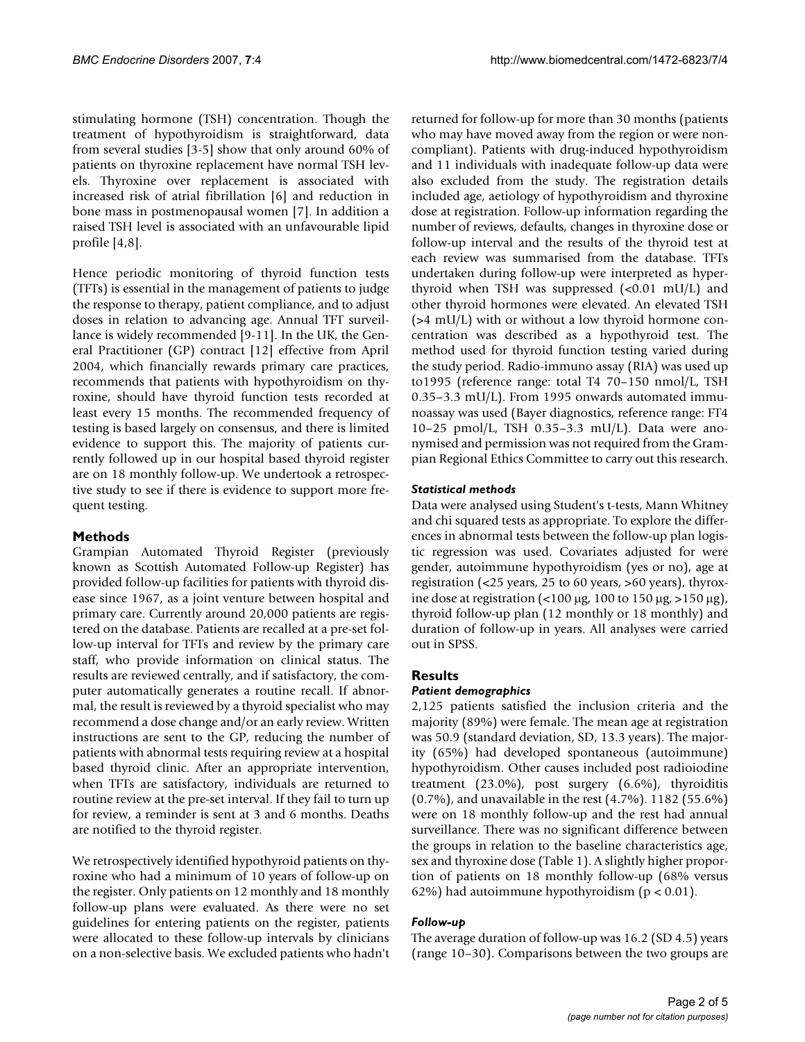stimulating hormone (TSH) concentration. Though the treatment of hypothyroidism is straightforward, data from several studies [3-5] show that only around 60% of patients on thyroxine replacement have normal TSH levels. Thyroxine over replacement is associated with increased risk of atrial fibrillation [6] and reduction in bone mass in postmenopausal women [7]. In addition a raised TSH level is associated with an unfavourable lipid profile [4,8].

Hence periodic monitoring of thyroid function tests (TFTs) is essential in the management of patients to judge the response to therapy, patient compliance, and to adjust doses in relation to advancing age. Annual TFT surveillance is widely recommended [9-11]. In the UK, the General Practitioner (GP) contract [12] effective from April 2004, which financially rewards primary care practices, recommends that patients with hypothyroidism on thyroxine, should have thyroid function tests recorded at least every 15 months. The recommended frequency of testing is based largely on consensus, and there is limited evidence to support this. The majority of patients currently followed up in our hospital based thyroid register are on 18 monthly follow-up. We undertook a retrospective study to see if there is evidence to support more frequent testing.

## Methods

Grampian Automated Thyroid Register (previously known as Scottish Automated Follow-up Register) has provided follow-up facilities for patients with thyroid disease since 1967, as a joint venture between hospital and primary care. Currently around 20,000 patients are registered on the database. Patients are recalled at a pre-set follow-up interval for TFTs and review by the primary care staff, who provide information on clinical status. The results are reviewed centrally, and if satisfactory, the computer automatically generates a routine recall. If abnormal, the result is reviewed by a thyroid specialist who may recommend a dose change and/or an early review. Written instructions are sent to the GP, reducing the number of patients with abnormal tests requiring review at a hospital based thyroid clinic. After an appropriate intervention, when TFTs are satisfactory, individuals are returned to routine review at the pre-set interval. If they fail to turn up for review, a reminder is sent at 3 and 6 months. Deaths are notified to the thyroid register.

We retrospectively identified hypothyroid patients on thyroxine who had a minimum of 10 years of follow-up on the register. Only patients on 12 monthly and 18 monthly follow-up plans were evaluated. As there were no set guidelines for entering patients on the register, patients were allocated to these follow-up intervals by clinicians on a non-selective basis. We excluded patients who hadn't returned for follow-up for more than 30 months (patients who may have moved away from the region or were non-compliant). Patients with drug-induced hypothyroidism and 11 individuals with inadequate follow-up data were also excluded from the study. The registration details included age, aetiology of hypothyroidism and thyroxine dose at registration. Follow-up information regarding the number of reviews, defaults, changes in thyroxine dose or follow-up interval and the results of the thyroid test at each review was summarised from the database. TFTs undertaken during follow-up were interpreted as hyperthyroid when TSH was suppressed (<0.01 mU/L) and other thyroid hormones were elevated. An elevated TSH (>4 mU/L) with or without a low thyroid hormone concentration was described as a hypothyroid test. The method used for thyroid function testing varied during the study period. Radio-immuno assay (RIA) was used up to1995 (reference range: total T4 70–150 nmol/L, TSH 0.35–3.3 mU/L). From 1995 onwards automated immunoassay was used (Bayer diagnostics, reference range: FT4 10–25 pmol/L, TSH 0.35–3.3 mU/L). Data were anonymised and permission was not required from the Grampian Regional Ethics Committee to carry out this research.

### Statistical methods

Data were analysed using Student's t-tests, Mann Whitney and chi squared tests as appropriate. To explore the differences in abnormal tests between the follow-up plan logistic regression was used. Covariates adjusted for were gender, autoimmune hypothyroidism (yes or no), age at registration (<25 years, 25 to 60 years, >60 years), thyroxine dose at registration (<100 μg, 100 to 150 μg, >150 μg), thyroid follow-up plan (12 monthly or 18 monthly) and duration of follow-up in years. All analyses were carried out in SPSS.

## Results

### Patient demographics

2,125 patients satisfied the inclusion criteria and the majority (89%) were female. The mean age at registration was 50.9 (standard deviation, SD, 13.3 years). The majority (65%) had developed spontaneous (autoimmune) hypothyroidism. Other causes included post radioiodine treatment (23.0%), post surgery (6.6%), thyroiditis (0.7%), and unavailable in the rest (4.7%). 1182 (55.6%) were on 18 monthly follow-up and the rest had annual surveillance. There was no significant difference between the groups in relation to the baseline characteristics age, sex and thyroxine dose (Table 1). A slightly higher proportion of patients on 18 monthly follow-up (68% versus 62%) had autoimmune hypothyroidism ($p < 0.01$).

### Follow-up

The average duration of follow-up was 16.2 (SD 4.5) years (range 10–30). Comparisons between the two groups are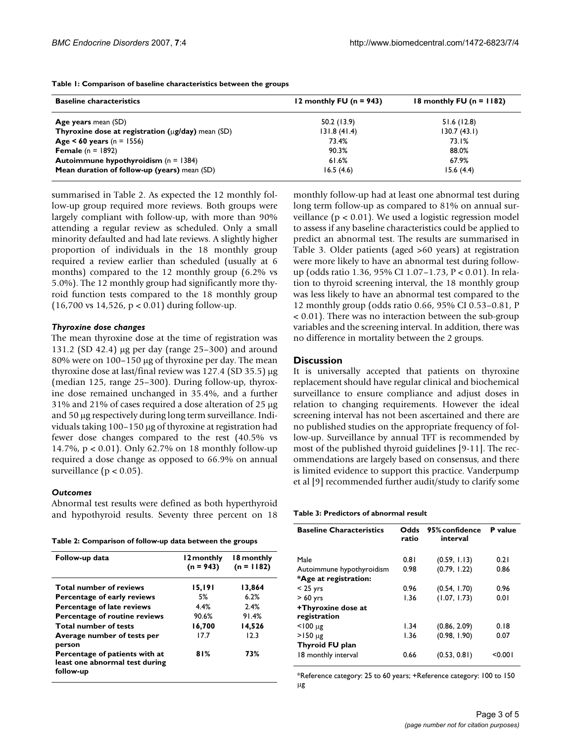**Table 1: Comparison of baseline characteristics between the groups**

| Baseline characteristics | 12 monthly FU (n = 943) | 18 monthly FU (n = 1182) |
| --- | --- | --- |
| **Age years** mean (SD) | 50.2 (13.9) | 51.6 (12.8) |
| **Thyroxine dose at registration (μg/day)** mean (SD) | 131.8 (41.4) | 130.7 (43.1) |
| **Age < 60 years** (n = 1556) | 73.4% | 73.1% |
| **Female** (n = 1892) | 90.3% | 88.0% |
| **Autoimmune hypothyroidism** (n = 1384) | 61.6% | 67.9% |
| **Mean duration of follow-up (years)** mean (SD) | 16.5 (4.6) | 15.6 (4.4) |

summarised in Table 2. As expected the 12 monthly follow-up group required more reviews. Both groups were largely compliant with follow-up, with more than 90% attending a regular review as scheduled. Only a small minority defaulted and had late reviews. A slightly higher proportion of individuals in the 18 monthly group required a review earlier than scheduled (usually at 6 months) compared to the 12 monthly group (6.2% vs 5.0%). The 12 monthly group had significantly more thyroid function tests compared to the 18 monthly group (16,700 vs 14,526, $p < 0.01$) during follow-up.

### *Thyroxine dose changes*

The mean thyroxine dose at the time of registration was 131.2 (SD 42.4) μg per day (range 25–300) and around 80% were on 100–150 μg of thyroxine per day. The mean thyroxine dose at last/final review was 127.4 (SD 35.5) μg (median 125, range 25–300). During follow-up, thyroxine dose remained unchanged in 35.4%, and a further 31% and 21% of cases required a dose alteration of 25 μg and 50 μg respectively during long term surveillance. Individuals taking 100–150 μg of thyroxine at registration had fewer dose changes compared to the rest (40.5% vs 14.7%, $p < 0.01$). Only 62.7% on 18 monthly follow-up required a dose change as opposed to 66.9% on annual surveillance ($p < 0.05$).

### *Outcomes*

Abnormal test results were defined as both hyperthyroid and hypothyroid results. Seventy three percent on 18 monthly follow-up had at least one abnormal test during long term follow-up as compared to 81% on annual surveillance ($p < 0.01$). We used a logistic regression model to assess if any baseline characteristics could be applied to predict an abnormal test. The results are summarised in Table 3. Older patients (aged >60 years) at registration were more likely to have an abnormal test during follow-up (odds ratio 1.36, 95% CI 1.07–1.73, $P < 0.01$). In relation to thyroid screening interval, the 18 monthly group was less likely to have an abnormal test compared to the 12 monthly group (odds ratio 0.66, 95% CI 0.53–0.81, $P < 0.01$). There was no interaction between the sub-group variables and the screening interval. In addition, there was no difference in mortality between the 2 groups.

**Table 2: Comparison of follow-up data between the groups**

| Follow-up data | 12 monthly (n = 943) | 18 monthly (n = 1182) |
| --- | --- | --- |
| **Total number of reviews** | **15,191** | **13,864** |
| **Percentage of early reviews** | 5% | 6.2% |
| **Percentage of late reviews** | 4.4% | 2.4% |
| **Percentage of routine reviews** | 90.6% | 91.4% |
| **Total number of tests** | **16,700** | **14,526** |
| **Average number of tests per person** | 17.7 | 12.3 |
| **Percentage of patients with at least one abnormal test during follow-up** | **81%** | **73%** |

## Discussion

It is universally accepted that patients on thyroxine replacement should have regular clinical and biochemical surveillance to ensure compliance and adjust doses in relation to changing requirements. However the ideal screening interval has not been ascertained and there are no published studies on the appropriate frequency of follow-up. Surveillance by annual TFT is recommended by most of the published thyroid guidelines [9-11]. The recommendations are largely based on consensus, and there is limited evidence to support this practice. Vanderpump et al [9] recommended further audit/study to clarify some

**Table 3: Predictors of abnormal result**

| Baseline Characteristics | Odds ratio | 95% confidence interval | P value |
| --- | --- | --- | --- |
| Male | 0.81 | (0.59, 1.13) | 0.21 |
| Autoimmune hypothyroidism | 0.98 | (0.79, 1.22) | 0.86 |
| ***Age at registration:** | | | |
| < 25 yrs | 0.96 | (0.54, 1.70) | 0.96 |
| > 60 yrs | 1.36 | (1.07, 1.73) | 0.01 |
| **+Thyroxine dose at registration** | | | |
| <100 μg | 1.34 | (0.86, 2.09) | 0.18 |
| >150 μg | 1.36 | (0.98, 1.90) | 0.07 |
| **Thyroid FU plan** | | | |
| 18 monthly interval | 0.66 | (0.53, 0.81) | <0.001 |

*Reference category: 25 to 60 years; +Reference category: 100 to 150 μg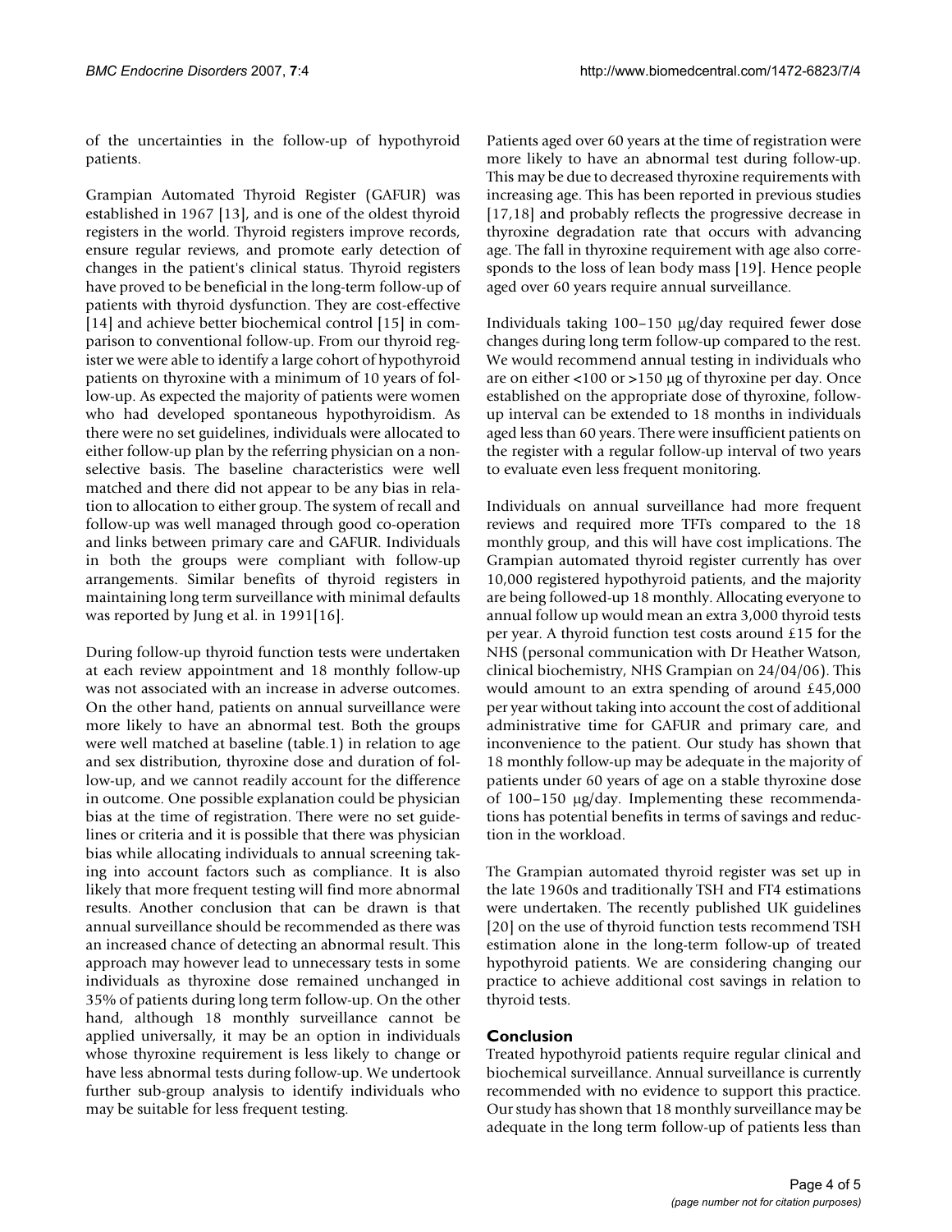of the uncertainties in the follow-up of hypothyroid patients.

Grampian Automated Thyroid Register (GAFUR) was established in 1967 [13], and is one of the oldest thyroid registers in the world. Thyroid registers improve records, ensure regular reviews, and promote early detection of changes in the patient's clinical status. Thyroid registers have proved to be beneficial in the long-term follow-up of patients with thyroid dysfunction. They are cost-effective [14] and achieve better biochemical control [15] in comparison to conventional follow-up. From our thyroid register we were able to identify a large cohort of hypothyroid patients on thyroxine with a minimum of 10 years of follow-up. As expected the majority of patients were women who had developed spontaneous hypothyroidism. As there were no set guidelines, individuals were allocated to either follow-up plan by the referring physician on a non-selective basis. The baseline characteristics were well matched and there did not appear to be any bias in relation to allocation to either group. The system of recall and follow-up was well managed through good co-operation and links between primary care and GAFUR. Individuals in both the groups were compliant with follow-up arrangements. Similar benefits of thyroid registers in maintaining long term surveillance with minimal defaults was reported by Jung et al. in 1991[16].

During follow-up thyroid function tests were undertaken at each review appointment and 18 monthly follow-up was not associated with an increase in adverse outcomes. On the other hand, patients on annual surveillance were more likely to have an abnormal test. Both the groups were well matched at baseline (table.1) in relation to age and sex distribution, thyroxine dose and duration of follow-up, and we cannot readily account for the difference in outcome. One possible explanation could be physician bias at the time of registration. There were no set guidelines or criteria and it is possible that there was physician bias while allocating individuals to annual screening taking into account factors such as compliance. It is also likely that more frequent testing will find more abnormal results. Another conclusion that can be drawn is that annual surveillance should be recommended as there was an increased chance of detecting an abnormal result. This approach may however lead to unnecessary tests in some individuals as thyroxine dose remained unchanged in 35% of patients during long term follow-up. On the other hand, although 18 monthly surveillance cannot be applied universally, it may be an option in individuals whose thyroxine requirement is less likely to change or have less abnormal tests during follow-up. We undertook further sub-group analysis to identify individuals who may be suitable for less frequent testing.

Patients aged over 60 years at the time of registration were more likely to have an abnormal test during follow-up. This may be due to decreased thyroxine requirements with increasing age. This has been reported in previous studies [17,18] and probably reflects the progressive decrease in thyroxine degradation rate that occurs with advancing age. The fall in thyroxine requirement with age also corresponds to the loss of lean body mass [19]. Hence people aged over 60 years require annual surveillance.

Individuals taking 100–150 μg/day required fewer dose changes during long term follow-up compared to the rest. We would recommend annual testing in individuals who are on either <100 or >150 μg of thyroxine per day. Once established on the appropriate dose of thyroxine, follow-up interval can be extended to 18 months in individuals aged less than 60 years. There were insufficient patients on the register with a regular follow-up interval of two years to evaluate even less frequent monitoring.

Individuals on annual surveillance had more frequent reviews and required more TFTs compared to the 18 monthly group, and this will have cost implications. The Grampian automated thyroid register currently has over 10,000 registered hypothyroid patients, and the majority are being followed-up 18 monthly. Allocating everyone to annual follow up would mean an extra 3,000 thyroid tests per year. A thyroid function test costs around £15 for the NHS (personal communication with Dr Heather Watson, clinical biochemistry, NHS Grampian on 24/04/06). This would amount to an extra spending of around £45,000 per year without taking into account the cost of additional administrative time for GAFUR and primary care, and inconvenience to the patient. Our study has shown that 18 monthly follow-up may be adequate in the majority of patients under 60 years of age on a stable thyroxine dose of 100–150 μg/day. Implementing these recommendations has potential benefits in terms of savings and reduction in the workload.

The Grampian automated thyroid register was set up in the late 1960s and traditionally TSH and FT4 estimations were undertaken. The recently published UK guidelines [20] on the use of thyroid function tests recommend TSH estimation alone in the long-term follow-up of treated hypothyroid patients. We are considering changing our practice to achieve additional cost savings in relation to thyroid tests.

## Conclusion

Treated hypothyroid patients require regular clinical and biochemical surveillance. Annual surveillance is currently recommended with no evidence to support this practice. Our study has shown that 18 monthly surveillance may be adequate in the long term follow-up of patients less than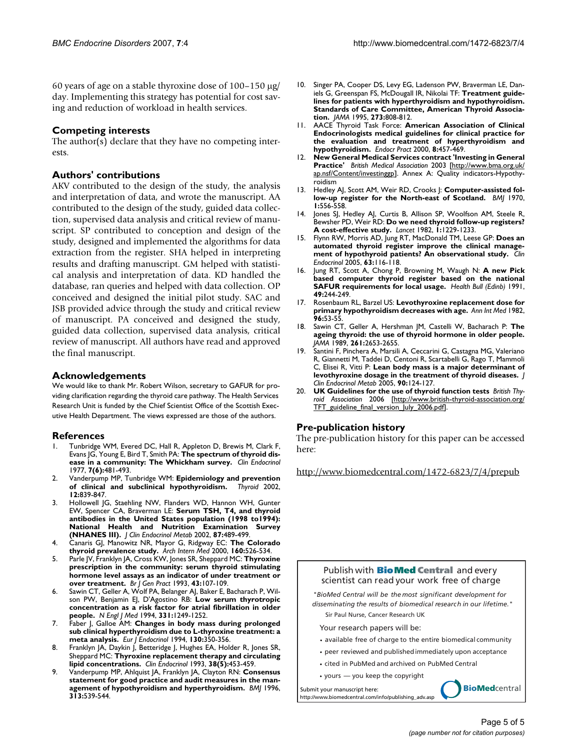60 years of age on a stable thyroxine dose of 100–150 μg/day. Implementing this strategy has potential for cost saving and reduction of workload in health services.

## Competing interests

The author(s) declare that they have no competing interests.

## Authors' contributions

AKV contributed to the design of the study, the analysis and interpretation of data, and wrote the manuscript. AA contributed to the design of the study, guided data collection, supervised data analysis and critical review of manuscript. SP contributed to conception and design of the study, designed and implemented the algorithms for data extraction from the register. SHA helped in interpreting results and drafting manuscript. GM helped with statistical analysis and interpretation of data. KD handled the database, ran queries and helped with data collection. OP conceived and designed the initial pilot study. SAC and JSB provided advice through the study and critical review of manuscript. PA conceived and designed the study, guided data collection, supervised data analysis, critical review of manuscript. All authors have read and approved the final manuscript.

## Acknowledgements

We would like to thank Mr. Robert Wilson, secretary to GAFUR for providing clarification regarding the thyroid care pathway. The Health Services Research Unit is funded by the Chief Scientist Office of the Scottish Executive Health Department. The views expressed are those of the authors.

## References

1. Tunbridge WM, Evered DC, Hall R, Appleton D, Brewis M, Clark F, Evans JG, Young E, Bird T, Smith PA: **The spectrum of thyroid disease in a community: The Whickham survey.** *Clin Endocrinol* 1977, **7(6):**481-493.
2. Vanderpump MP, Tunbridge WM: **Epidemiology and prevention of clinical and subclinical hypothyroidism.** *Thyroid* 2002, **12:**839-847.
3. Hollowell JG, Staehling NW, Flanders WD, Hannon WH, Gunter EW, Spencer CA, Braverman LE: **Serum TSH, T4, and thyroid antibodies in the United States population (1998 to1994): National Health and Nutrition Examination Survey (NHANES III).** *J Clin Endocrinol Metab* 2002, **87:**489-499.
4. Canaris GJ, Manowitz NR, Mayor G, Ridgway EC: **The Colorado thyroid prevalence study.** *Arch Intern Med* 2000, **160:**526-534.
5. Parle JV, Franklyn JA, Cross KW, Jones SR, Sheppard MC: **Thyroxine prescription in the community: serum thyroid stimulating hormone level assays as an indicator of under treatment or over treatment.** *Br J Gen Pract* 1993, **43:**107-109.
6. Sawin CT, Geller A, Wolf PA, Belanger AJ, Baker E, Bacharach P, Wilson PW, Benjamin EJ, D'Agostino RB: **Low serum thyrotropic concentration as a risk factor for atrial fibrillation in older people.** *N Engl J Med* 1994, **331:**1249-1252.
7. Faber J, Galloe AM: **Changes in body mass during prolonged sub clinical hyperthyroidism due to L-thyroxine treatment: a meta analysis.** *Eur J Endocrinol* 1994, **130:**350-356.
8. Franklyn JA, Daykin J, Betteridge J, Hughes EA, Holder R, Jones SR, Sheppard MC: **Thyroxine replacement therapy and circulating lipid concentrations.** *Clin Endocrinol* 1993, **38(5):**453-459.
9. Vanderpump MP, Ahlquist JA, Franklyn JA, Clayton RN: **Consensus statement for good practice and audit measures in the management of hypothyroidism and hyperthyroidism.** *BMJ* 1996, **313:**539-544.
10. Singer PA, Cooper DS, Levy EG, Ladenson PW, Braverman LE, Daniels G, Greenspan FS, McDougall IR, Nikolai TF: **Treatment guidelines for patients with hyperthyroidism and hypothyroidism. Standards of Care Committee, American Thyroid Association.** *JAMA* 1995, **273:**808-812.
11. AACE Thyroid Task Force: **American Association of Clinical Endocrinologists medical guidelines for clinical practice for the evaluation and treatment of hyperthyroidism and hypothyroidism.** *Endocr Pract* 2000, **8:**457-469.
12. **New General Medical Services contract 'Investing in General Practice'** *British Medical Association* 2003 [http://www.bma.org.uk/ap.nsf/Content/investinggp]. Annex A: Quality indicators-Hypothyroidism
13. Hedley AJ, Scott AM, Weir RD, Crooks J: **Computer-assisted follow-up register for the North-east of Scotland.** *BMJ* 1970, **1:**556-558.
14. Jones SJ, Hedley AJ, Curtis B, Allison SP, Woolfson AM, Steele R, Bewsher PD, Weir RD: **Do we need thyroid follow-up registers? A cost-effective study.** *Lancet* 1982, **1:**1229-1233.
15. Flynn RW, Morris AD, Jung RT, MacDonald TM, Leese GP: **Does an automated thyroid register improve the clinical management of hypothyroid patients? An observational study.** *Clin Endocrinol* 2005, **63:**116-118.
16. Jung RT, Scott A, Chong P, Browning M, Waugh N: **A new Pick based computer thyroid register based on the national SAFUR requirements for local usage.** *Health Bull (Edinb)* 1991, **49:**244-249.
17. Rosenbaum RL, Barzel US: **Levothyroxine replacement dose for primary hypothyroidism decreases with age.** *Ann Int Med* 1982, **96:**53-55.
18. Sawin CT, Geller A, Hershman JM, Castelli W, Bacharach P: **The ageing thyroid: the use of thyroid hormone in older people.** *JAMA* 1989, **261:**2653-2655.
19. Santini F, Pinchera A, Marsili A, Ceccarini G, Castagna MG, Valeriano R, Giannetti M, Taddei D, Centoni R, Scartabelli G, Rago T, Mammoli C, Elisei R, Vitti P: **Lean body mass is a major determinant of levothyroxine dosage in the treatment of thyroid diseases.** *J Clin Endocrinol Metab* 2005, **90:**124-127.
20. **UK Guidelines for the use of thyroid function tests** *British Thyroid Association* 2006 [http://www.british-thyroid-association.org/TFT_guideline_final_version_July_2006.pdf].

## Pre-publication history

The pre-publication history for this paper can be accessed here:

http://www.biomedcentral.com/1472-6823/7/4/prepub

Publish with **BioMed Central** and every scientist can read your work free of charge

*"BioMed Central will be the most significant development for disseminating the results of biomedical research in our lifetime."*

Sir Paul Nurse, Cancer Research UK

Your research papers will be:

- available free of charge to the entire biomedical community
- peer reviewed and published immediately upon acceptance
- cited in PubMed and archived on PubMed Central
- yours — you keep the copyright

Submit your manuscript here:
http://www.biomedcentral.com/info/publishing_adv.asp

BioMedcentral